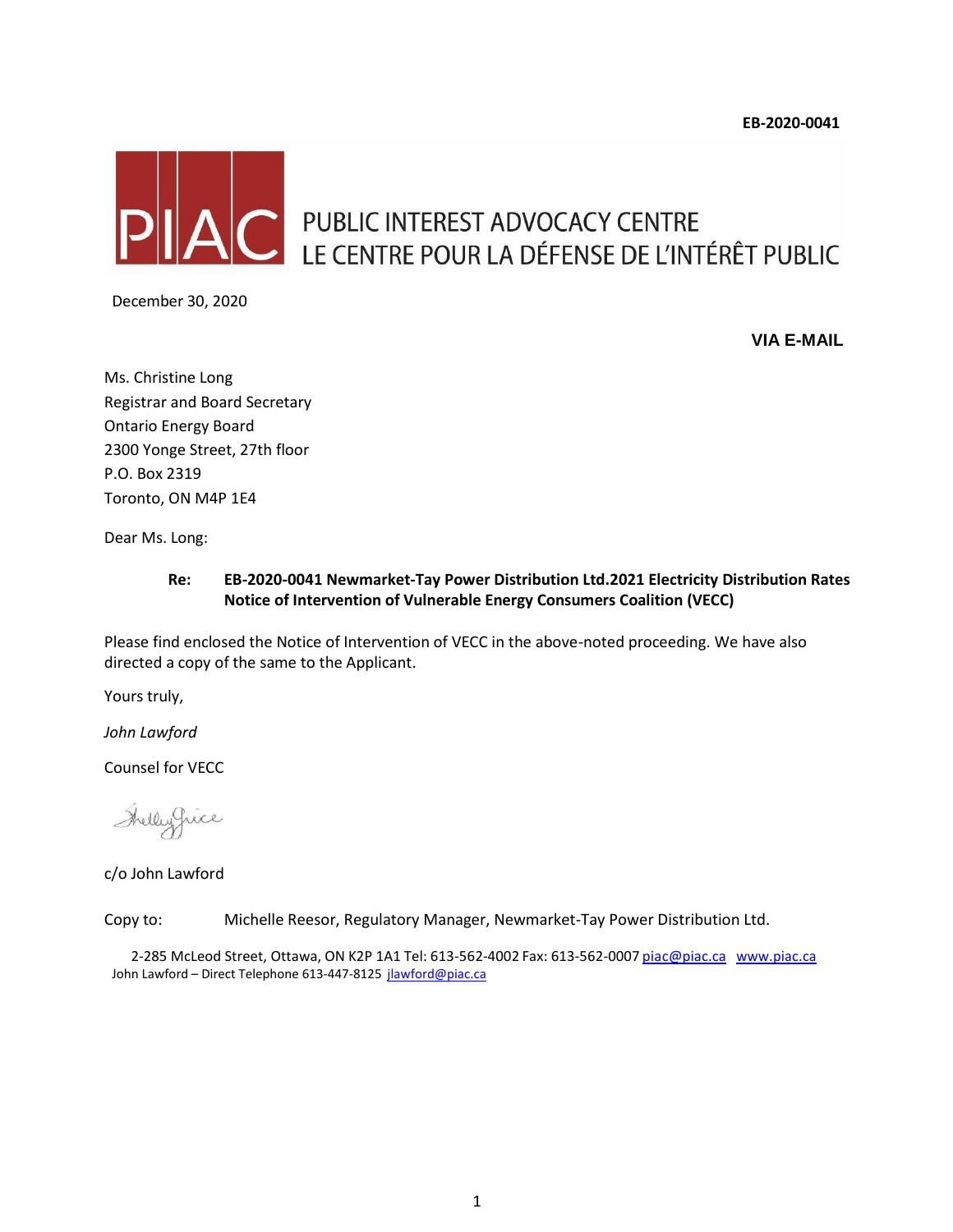**EB-2020-0041**

PIAC

PUBLIC INTEREST ADVOCACY CENTRE
LE CENTRE POUR LA DÉFENSE DE L'INTÉRÊT PUBLIC

December 30, 2020

**VIA E-MAIL**

Ms. Christine Long
Registrar and Board Secretary
Ontario Energy Board
2300 Yonge Street, 27th floor
P.O. Box 2319
Toronto, ON M4P 1E4

Dear Ms. Long:

**Re: EB-2020-0041 Newmarket-Tay Power Distribution Ltd.2021 Electricity Distribution Rates Notice of Intervention of Vulnerable Energy Consumers Coalition (VECC)**

Please find enclosed the Notice of Intervention of VECC in the above-noted proceeding. We have also directed a copy of the same to the Applicant.

Yours truly,

*John Lawford*

Counsel for VECC

Shelley Grice

c/o John Lawford

Copy to: Michelle Reesor, Regulatory Manager, Newmarket-Tay Power Distribution Ltd.

2-285 McLeod Street, Ottawa, ON K2P 1A1 Tel: 613-562-4002 Fax: 613-562-0007 piac@piac.ca www.piac.ca
John Lawford – Direct Telephone 613-447-8125 jlawford@piac.ca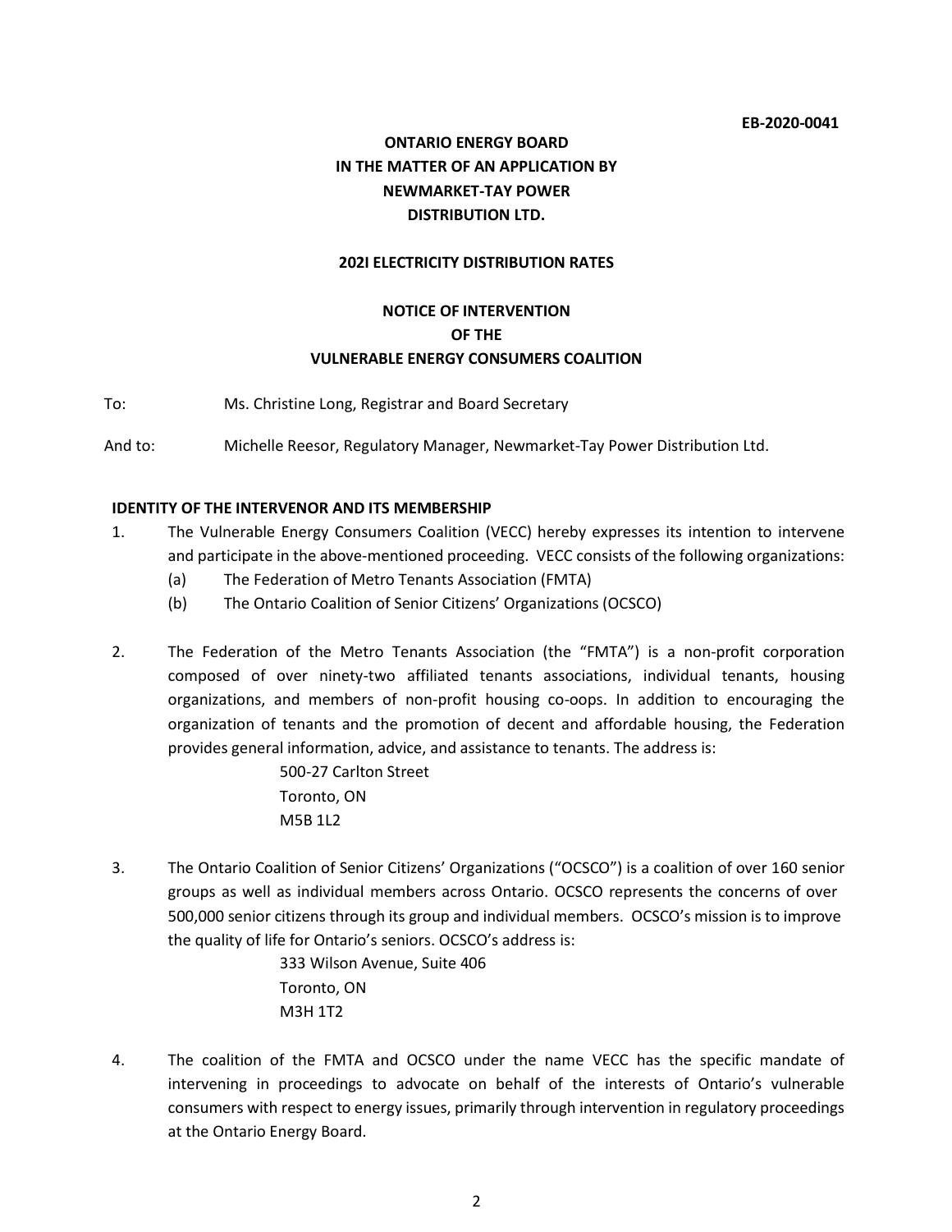**EB-2020-0041**

**ONTARIO ENERGY BOARD**
**IN THE MATTER OF AN APPLICATION BY**
**NEWMARKET-TAY POWER**
**DISTRIBUTION LTD.**

**202I ELECTRICITY DISTRIBUTION RATES**

**NOTICE OF INTERVENTION**
**OF THE**
**VULNERABLE ENERGY CONSUMERS COALITION**

To: Ms. Christine Long, Registrar and Board Secretary

And to: Michelle Reesor, Regulatory Manager, Newmarket-Tay Power Distribution Ltd.

**IDENTITY OF THE INTERVENOR AND ITS MEMBERSHIP**

1. The Vulnerable Energy Consumers Coalition (VECC) hereby expresses its intention to intervene and participate in the above-mentioned proceeding. VECC consists of the following organizations:
   (a) The Federation of Metro Tenants Association (FMTA)
   (b) The Ontario Coalition of Senior Citizens' Organizations (OCSCO)

2. The Federation of the Metro Tenants Association (the "FMTA") is a non-profit corporation composed of over ninety-two affiliated tenants associations, individual tenants, housing organizations, and members of non-profit housing co-oops. In addition to encouraging the organization of tenants and the promotion of decent and affordable housing, the Federation provides general information, advice, and assistance to tenants. The address is:

   500-27 Carlton Street
   Toronto, ON
   M5B 1L2

3. The Ontario Coalition of Senior Citizens' Organizations ("OCSCO") is a coalition of over 160 senior groups as well as individual members across Ontario. OCSCO represents the concerns of over 500,000 senior citizens through its group and individual members. OCSCO's mission is to improve the quality of life for Ontario's seniors. OCSCO's address is:

   333 Wilson Avenue, Suite 406
   Toronto, ON
   M3H 1T2

4. The coalition of the FMTA and OCSCO under the name VECC has the specific mandate of intervening in proceedings to advocate on behalf of the interests of Ontario's vulnerable consumers with respect to energy issues, primarily through intervention in regulatory proceedings at the Ontario Energy Board.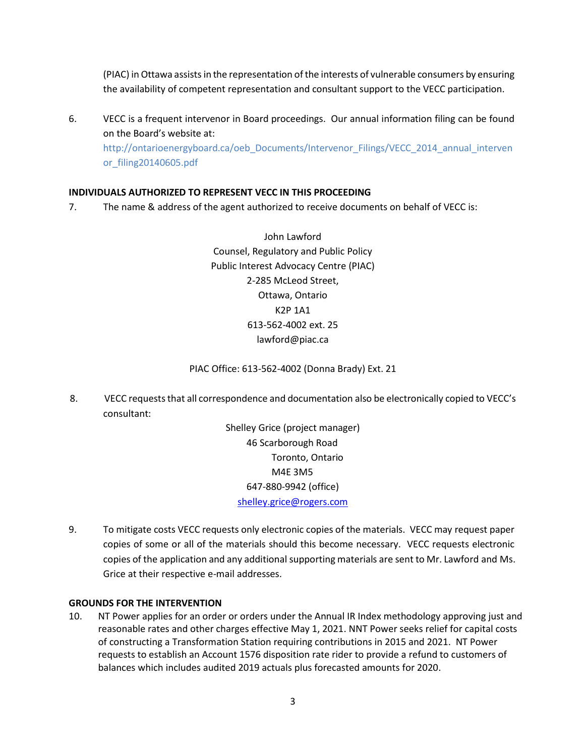(PIAC) in Ottawa assists in the representation of the interests of vulnerable consumers by ensuring the availability of competent representation and consultant support to the VECC participation.

6. VECC is a frequent intervenor in Board proceedings. Our annual information filing can be found on the Board's website at: http://ontarioenergyboard.ca/oeb_Documents/Intervenor_Filings/VECC_2014_annual_intervenor_filing20140605.pdf

**INDIVIDUALS AUTHORIZED TO REPRESENT VECC IN THIS PROCEEDING**

7. The name & address of the agent authorized to receive documents on behalf of VECC is:

John Lawford
Counsel, Regulatory and Public Policy
Public Interest Advocacy Centre (PIAC)
2-285 McLeod Street,
Ottawa, Ontario
K2P 1A1
613-562-4002 ext. 25
lawford@piac.ca

PIAC Office: 613-562-4002 (Donna Brady) Ext. 21

8. VECC requests that all correspondence and documentation also be electronically copied to VECC's consultant:

Shelley Grice (project manager)
46 Scarborough Road
Toronto, Ontario
M4E 3M5
647-880-9942 (office)
shelley.grice@rogers.com

9. To mitigate costs VECC requests only electronic copies of the materials. VECC may request paper copies of some or all of the materials should this become necessary. VECC requests electronic copies of the application and any additional supporting materials are sent to Mr. Lawford and Ms. Grice at their respective e-mail addresses.

**GROUNDS FOR THE INTERVENTION**

10. NT Power applies for an order or orders under the Annual IR Index methodology approving just and reasonable rates and other charges effective May 1, 2021. NNT Power seeks relief for capital costs of constructing a Transformation Station requiring contributions in 2015 and 2021. NT Power requests to establish an Account 1576 disposition rate rider to provide a refund to customers of balances which includes audited 2019 actuals plus forecasted amounts for 2020.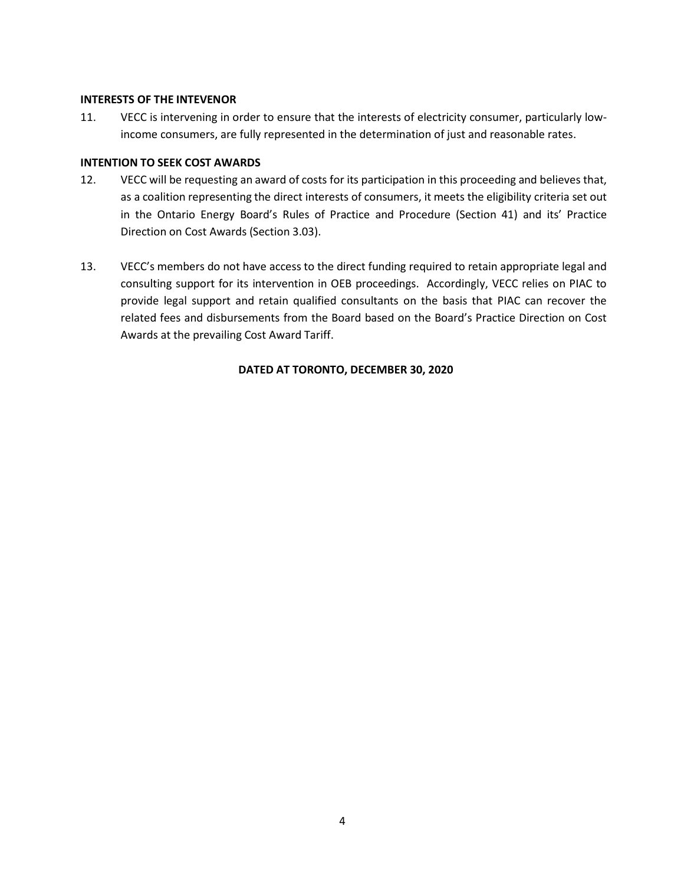**INTERESTS OF THE INTEVENOR**

11. VECC is intervening in order to ensure that the interests of electricity consumer, particularly low-income consumers, are fully represented in the determination of just and reasonable rates.

**INTENTION TO SEEK COST AWARDS**

12. VECC will be requesting an award of costs for its participation in this proceeding and believes that, as a coalition representing the direct interests of consumers, it meets the eligibility criteria set out in the Ontario Energy Board's Rules of Practice and Procedure (Section 41) and its' Practice Direction on Cost Awards (Section 3.03).

13. VECC's members do not have access to the direct funding required to retain appropriate legal and consulting support for its intervention in OEB proceedings. Accordingly, VECC relies on PIAC to provide legal support and retain qualified consultants on the basis that PIAC can recover the related fees and disbursements from the Board based on the Board's Practice Direction on Cost Awards at the prevailing Cost Award Tariff.

**DATED AT TORONTO, DECEMBER 30, 2020**